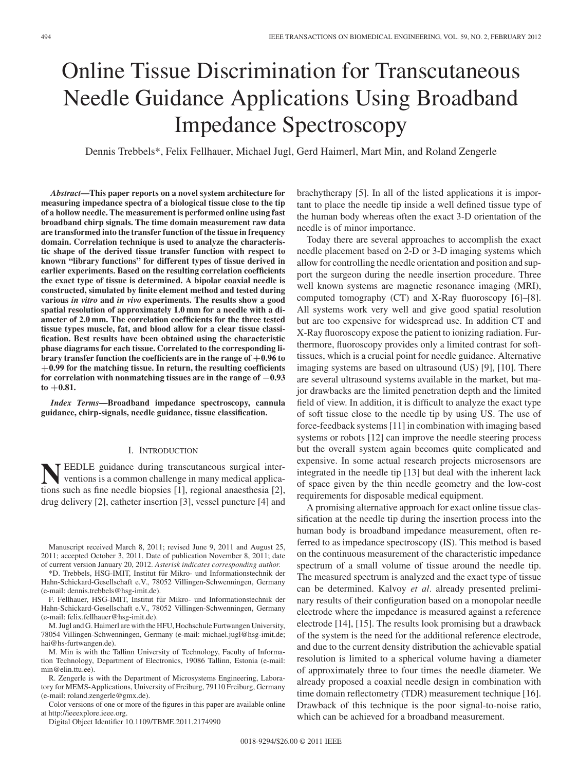# Online Tissue Discrimination for Transcutaneous Needle Guidance Applications Using Broadband Impedance Spectroscopy

Dennis Trebbels*, Felix Fellhauer, Michael Jugl, Gerd Haimerl, Mart Min, and Roland Zengerle

***Abstract*—This paper reports on a novel system architecture for measuring impedance spectra of a biological tissue close to the tip of a hollow needle. The measurement is performed online using fast broadband chirp signals. The time domain measurement raw data are transformed into the transfer function of the tissue in frequency domain. Correlation technique is used to analyze the characteristic shape of the derived tissue transfer function with respect to known "library functions" for different types of tissue derived in earlier experiments. Based on the resulting correlation coefficients the exact type of tissue is determined. A bipolar coaxial needle is constructed, simulated by finite element method and tested during various *in vitro* and *in vivo* experiments. The results show a good spatial resolution of approximately 1.0 mm for a needle with a diameter of 2.0 mm. The correlation coefficients for the three tested tissue types muscle, fat, and blood allow for a clear tissue classification. Best results have been obtained using the characteristic phase diagrams for each tissue. Correlated to the corresponding library transfer function the coefficients are in the range of $+0.96$ to $+0.99$ for the matching tissue. In return, the resulting coefficients for correlation with nonmatching tissues are in the range of $-0.93$ to $+0.81$.**

***Index Terms*—Broadband impedance spectroscopy, cannula guidance, chirp-signals, needle guidance, tissue classification.**

## I. Introduction

NEEDLE guidance during transcutaneous surgical interventions is a common challenge in many medical applications such as fine needle biopsies [1], regional anaesthesia [2], drug delivery [2], catheter insertion [3], vessel puncture [4] and brachytherapy [5]. In all of the listed applications it is important to place the needle tip inside a well defined tissue type of the human body whereas often the exact 3-D orientation of the needle is of minor importance.

Today there are several approaches to accomplish the exact needle placement based on 2-D or 3-D imaging systems which allow for controlling the needle orientation and position and support the surgeon during the needle insertion procedure. Three well known systems are magnetic resonance imaging (MRI), computed tomography (CT) and X-Ray fluoroscopy [6]–[8]. All systems work very well and give good spatial resolution but are too expensive for widespread use. In addition CT and X-Ray fluoroscopy expose the patient to ionizing radiation. Furthermore, fluoroscopy provides only a limited contrast for soft-tissues, which is a crucial point for needle guidance. Alternative imaging systems are based on ultrasound (US) [9], [10]. There are several ultrasound systems available in the market, but major drawbacks are the limited penetration depth and the limited field of view. In addition, it is difficult to analyze the exact type of soft tissue close to the needle tip by using US. The use of force-feedback systems [11] in combination with imaging based systems or robots [12] can improve the needle steering process but the overall system again becomes quite complicated and expensive. In some actual research projects microsensors are integrated in the needle tip [13] but deal with the inherent lack of space given by the thin needle geometry and the low-cost requirements for disposable medical equipment.

A promising alternative approach for exact online tissue classification at the needle tip during the insertion process into the human body is broadband impedance measurement, often referred to as impedance spectroscopy (IS). This method is based on the continuous measurement of the characteristic impedance spectrum of a small volume of tissue around the needle tip. The measured spectrum is analyzed and the exact type of tissue can be determined. Kalvoy *et al*. already presented preliminary results of their configuration based on a monopolar needle electrode where the impedance is measured against a reference electrode [14], [15]. The results look promising but a drawback of the system is the need for the additional reference electrode, and due to the current density distribution the achievable spatial resolution is limited to a spherical volume having a diameter of approximately three to four times the needle diameter. We already proposed a coaxial needle design in combination with time domain reflectometry (TDR) measurement technique [16]. Drawback of this technique is the poor signal-to-noise ratio, which can be achieved for a broadband measurement.

---

Manuscript received March 8, 2011; revised June 9, 2011 and August 25, 2011; accepted October 3, 2011. Date of publication November 8, 2011; date of current version January 20, 2012. *Asterisk indicates corresponding author.*

*D. Trebbels, HSG-IMIT, Institut für Mikro- und Informationstechnik der Hahn-Schickard-Gesellschaft e.V., 78052 Villingen-Schwenningen, Germany (e-mail: dennis.trebbels@hsg-imit.de).

F. Fellhauer, HSG-IMIT, Institut für Mikro- und Informationstechnik der Hahn-Schickard-Gesellschaft e.V., 78052 Villingen-Schwenningen, Germany (e-mail: felix.fellhauer@hsg-imit.de).

M. Jugl and G. Haimerl are with the HFU, Hochschule Furtwangen University, 78054 Villingen-Schwenningen, Germany (e-mail: michael.jugl@hsg-imit.de; hai@hs-furtwangen.de).

M. Min is with the Tallinn University of Technology, Faculty of Information Technology, Department of Electronics, 19086 Tallinn, Estonia (e-mail: min@elin.ttu.ee).

R. Zengerle is with the Department of Microsystems Engineering, Laboratory for MEMS-Applications, University of Freiburg, 79110 Freiburg, Germany (e-mail: roland.zengerle@gmx.de).

Color versions of one or more of the figures in this paper are available online at http://ieeexplore.ieee.org.

Digital Object Identifier 10.1109/TBME.2011.2174990

0018-9294/$26.00 © 2011 IEEE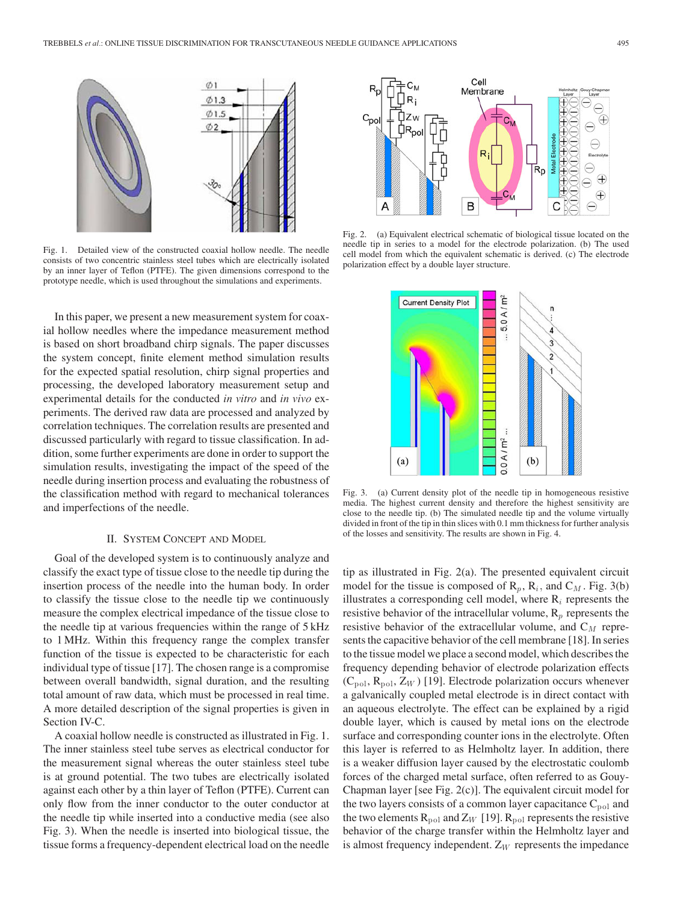Fig. 1. Detailed view of the constructed coaxial hollow needle. The needle consists of two concentric stainless steel tubes which are electrically isolated by an inner layer of Teflon (PTFE). The given dimensions correspond to the prototype needle, which is used throughout the simulations and experiments.

Fig. 2. (a) Equivalent electrical schematic of biological tissue located on the needle tip in series to a model for the electrode polarization. (b) The used cell model from which the equivalent schematic is derived. (c) The electrode polarization effect by a double layer structure.

Fig. 3. (a) Current density plot of the needle tip in homogeneous resistive media. The highest current density and therefore the highest sensitivity are close to the needle tip. (b) The simulated needle tip and the volume virtually divided in front of the tip in thin slices with 0.1 mm thickness for further analysis of the losses and sensitivity. The results are shown in Fig. 4.

In this paper, we present a new measurement system for coaxial hollow needles where the impedance measurement method is based on short broadband chirp signals. The paper discusses the system concept, finite element method simulation results for the expected spatial resolution, chirp signal properties and processing, the developed laboratory measurement setup and experimental details for the conducted *in vitro* and *in vivo* experiments. The derived raw data are processed and analyzed by correlation techniques. The correlation results are presented and discussed particularly with regard to tissue classification. In addition, some further experiments are done in order to support the simulation results, investigating the impact of the speed of the needle during insertion process and evaluating the robustness of the classification method with regard to mechanical tolerances and imperfections of the needle.

## II. System Concept and Model

Goal of the developed system is to continuously analyze and classify the exact type of tissue close to the needle tip during the insertion process of the needle into the human body. In order to classify the tissue close to the needle tip we continuously measure the complex electrical impedance of the tissue close to the needle tip at various frequencies within the range of 5 kHz to 1 MHz. Within this frequency range the complex transfer function of the tissue is expected to be characteristic for each individual type of tissue [17]. The chosen range is a compromise between overall bandwidth, signal duration, and the resulting total amount of raw data, which must be processed in real time. A more detailed description of the signal properties is given in Section IV-C.

A coaxial hollow needle is constructed as illustrated in Fig. 1. The inner stainless steel tube serves as electrical conductor for the measurement signal whereas the outer stainless steel tube is at ground potential. The two tubes are electrically isolated against each other by a thin layer of Teflon (PTFE). Current can only flow from the inner conductor to the outer conductor at the needle tip while inserted into a conductive media (see also Fig. 3). When the needle is inserted into biological tissue, the tissue forms a frequency-dependent electrical load on the needle tip as illustrated in Fig. 2(a). The presented equivalent circuit model for the tissue is composed of $R_p$, $R_i$, and $C_M$. Fig. 3(b) illustrates a corresponding cell model, where $R_i$ represents the resistive behavior of the intracellular volume, $R_p$ represents the resistive behavior of the extracellular volume, and $C_M$ represents the capacitive behavior of the cell membrane [18]. In series to the tissue model we place a second model, which describes the frequency depending behavior of electrode polarization effects ($C_{\rm pol}$, $R_{\rm pol}$, $Z_W$) [19]. Electrode polarization occurs whenever a galvanically coupled metal electrode is in direct contact with an aqueous electrolyte. The effect can be explained by a rigid double layer, which is caused by metal ions on the electrode surface and corresponding counter ions in the electrolyte. Often this layer is referred to as Helmholtz layer. In addition, there is a weaker diffusion layer caused by the electrostatic coulomb forces of the charged metal surface, often referred to as Gouy-Chapman layer [see Fig. 2(c)]. The equivalent circuit model for the two layers consists of a common layer capacitance $C_{\rm pol}$ and the two elements $R_{\rm pol}$ and $Z_W$ [19]. $R_{\rm pol}$ represents the resistive behavior of the charge transfer within the Helmholtz layer and is almost frequency independent. $Z_W$ represents the impedance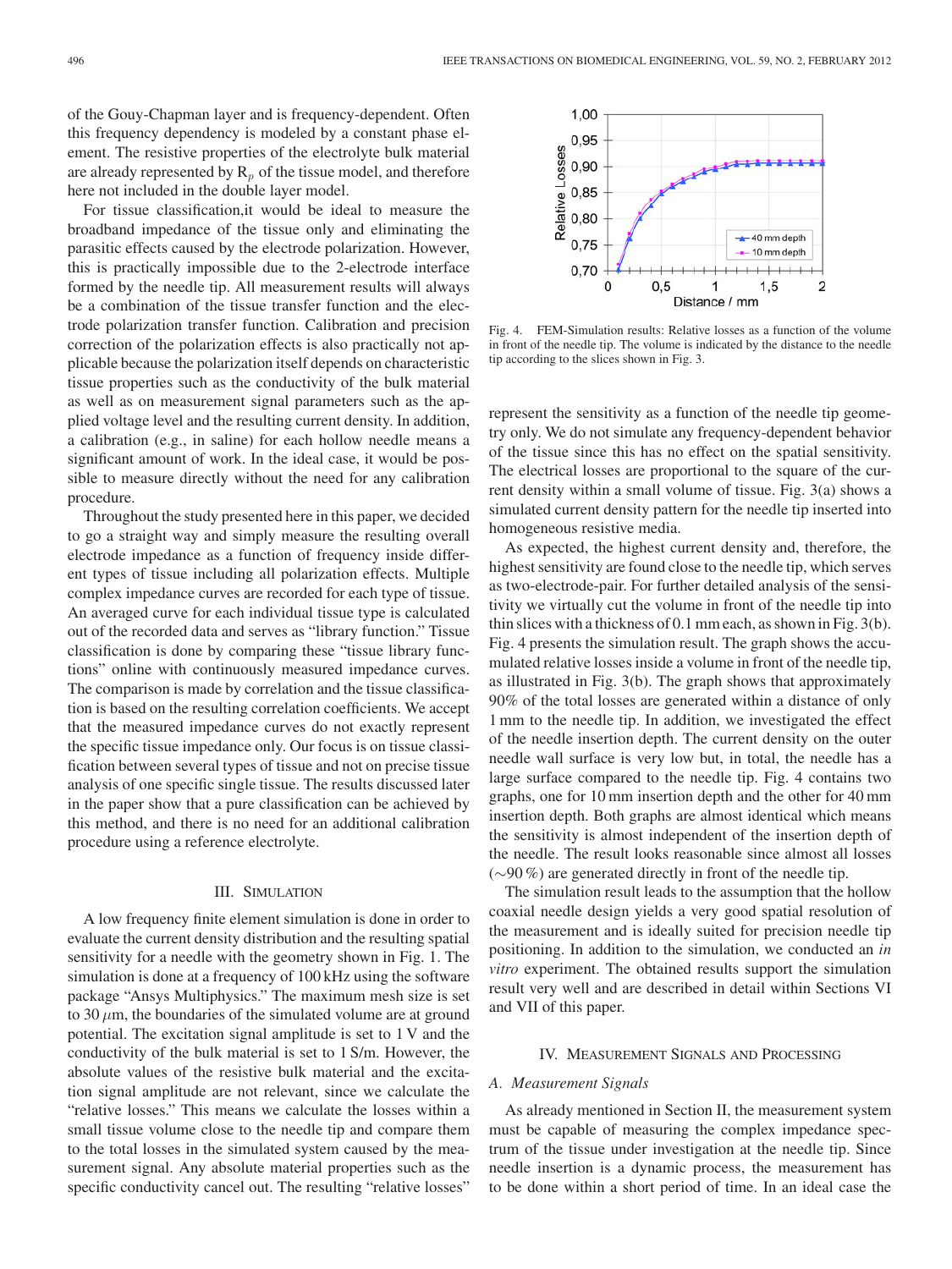of the Gouy-Chapman layer and is frequency-dependent. Often this frequency dependency is modeled by a constant phase element. The resistive properties of the electrolyte bulk material are already represented by $R_p$ of the tissue model, and therefore here not included in the double layer model.

For tissue classification,it would be ideal to measure the broadband impedance of the tissue only and eliminating the parasitic effects caused by the electrode polarization. However, this is practically impossible due to the 2-electrode interface formed by the needle tip. All measurement results will always be a combination of the tissue transfer function and the electrode polarization transfer function. Calibration and precision correction of the polarization effects is also practically not applicable because the polarization itself depends on characteristic tissue properties such as the conductivity of the bulk material as well as on measurement signal parameters such as the applied voltage level and the resulting current density. In addition, a calibration (e.g., in saline) for each hollow needle means a significant amount of work. In the ideal case, it would be possible to measure directly without the need for any calibration procedure.

Throughout the study presented here in this paper, we decided to go a straight way and simply measure the resulting overall electrode impedance as a function of frequency inside different types of tissue including all polarization effects. Multiple complex impedance curves are recorded for each type of tissue. An averaged curve for each individual tissue type is calculated out of the recorded data and serves as "library function." Tissue classification is done by comparing these "tissue library functions" online with continuously measured impedance curves. The comparison is made by correlation and the tissue classification is based on the resulting correlation coefficients. We accept that the measured impedance curves do not exactly represent the specific tissue impedance only. Our focus is on tissue classification between several types of tissue and not on precise tissue analysis of one specific single tissue. The results discussed later in the paper show that a pure classification can be achieved by this method, and there is no need for an additional calibration procedure using a reference electrolyte.

## III. Simulation

A low frequency finite element simulation is done in order to evaluate the current density distribution and the resulting spatial sensitivity for a needle with the geometry shown in Fig. 1. The simulation is done at a frequency of 100 kHz using the software package "Ansys Multiphysics." The maximum mesh size is set to 30 $\mu$m, the boundaries of the simulated volume are at ground potential. The excitation signal amplitude is set to 1 V and the conductivity of the bulk material is set to 1 S/m. However, the absolute values of the resistive bulk material and the excitation signal amplitude are not relevant, since we calculate the "relative losses." This means we calculate the losses within a small tissue volume close to the needle tip and compare them to the total losses in the simulated system caused by the measurement signal. Any absolute material properties such as the specific conductivity cancel out. The resulting "relative losses" represent the sensitivity as a function of the needle tip geometry only. We do not simulate any frequency-dependent behavior of the tissue since this has no effect on the spatial sensitivity. The electrical losses are proportional to the square of the current density within a small volume of tissue. Fig. 3(a) shows a simulated current density pattern for the needle tip inserted into homogeneous resistive media.

Relative Losses
1,00
0,95
0,90
0,85
0,80
0,75
0,70
0
0,5
1
1,5
2
Distance / mm
40 mm depth
10 mm depth

Fig. 4. FEM-Simulation results: Relative losses as a function of the volume in front of the needle tip. The volume is indicated by the distance to the needle tip according to the slices shown in Fig. 3.

As expected, the highest current density and, therefore, the highest sensitivity are found close to the needle tip, which serves as two-electrode-pair. For further detailed analysis of the sensitivity we virtually cut the volume in front of the needle tip into thin slices with a thickness of 0.1 mm each, as shown in Fig. 3(b). Fig. 4 presents the simulation result. The graph shows the accumulated relative losses inside a volume in front of the needle tip, as illustrated in Fig. 3(b). The graph shows that approximately 90% of the total losses are generated within a distance of only 1 mm to the needle tip. In addition, we investigated the effect of the needle insertion depth. The current density on the outer needle wall surface is very low but, in total, the needle has a large surface compared to the needle tip. Fig. 4 contains two graphs, one for 10 mm insertion depth and the other for 40 mm insertion depth. Both graphs are almost identical which means the sensitivity is almost independent of the insertion depth of the needle. The result looks reasonable since almost all losses (∼90 %) are generated directly in front of the needle tip.

The simulation result leads to the assumption that the hollow coaxial needle design yields a very good spatial resolution of the measurement and is ideally suited for precision needle tip positioning. In addition to the simulation, we conducted an *in vitro* experiment. The obtained results support the simulation result very well and are described in detail within Sections VI and VII of this paper.

## IV. Measurement Signals and Processing

### *A. Measurement Signals*

As already mentioned in Section II, the measurement system must be capable of measuring the complex impedance spectrum of the tissue under investigation at the needle tip. Since needle insertion is a dynamic process, the measurement has to be done within a short period of time. In an ideal case the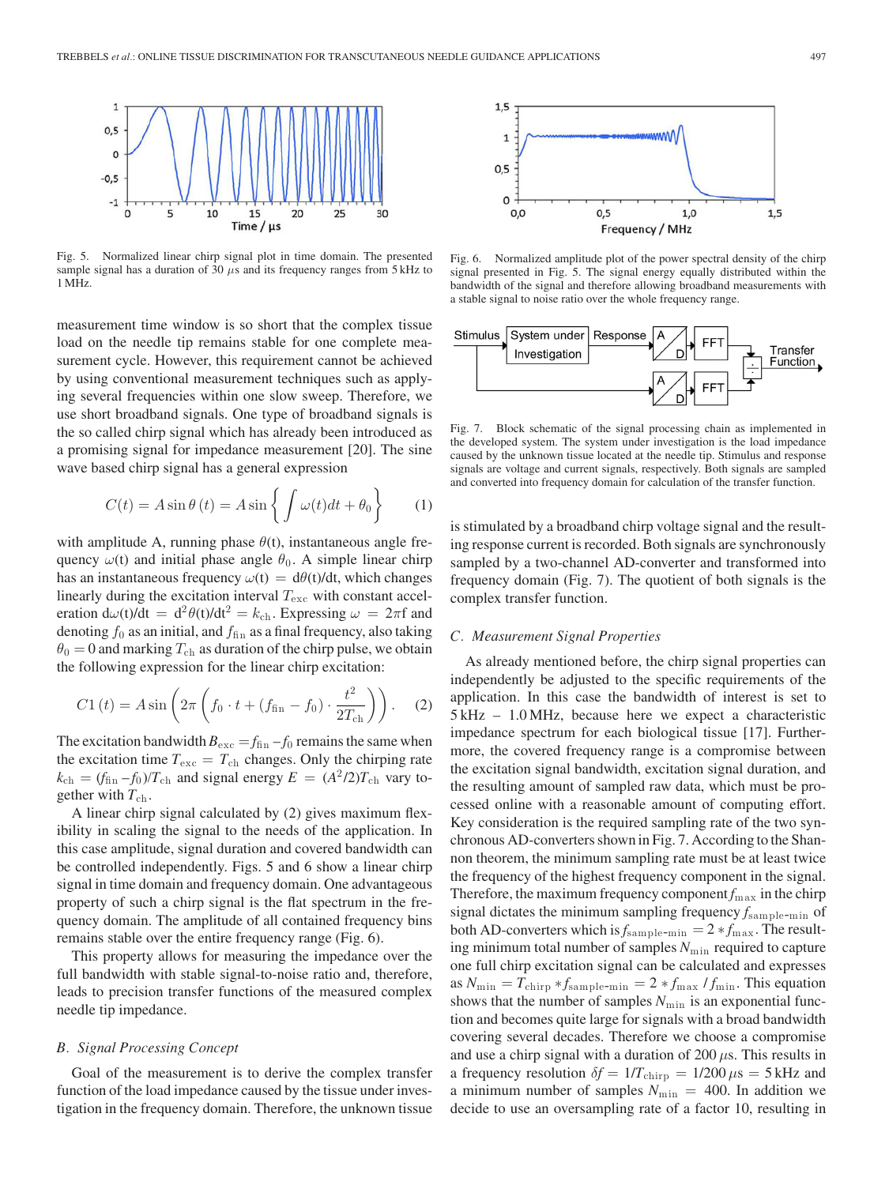1
0,5
0
-0,5
-1
0 5 10 15 20 25 30
Time / µs

Fig. 5. Normalized linear chirp signal plot in time domain. The presented sample signal has a duration of 30 $\mu$s and its frequency ranges from 5 kHz to 1 MHz.

1,5
1
0,5
0
0,0 0,5 1,0 1,5
Frequency / MHz

Fig. 6. Normalized amplitude plot of the power spectral density of the chirp signal presented in Fig. 5. The signal energy equally distributed within the bandwidth of the signal and therefore allowing broadband measurements with a stable signal to noise ratio over the whole frequency range.

measurement time window is so short that the complex tissue load on the needle tip remains stable for one complete measurement cycle. However, this requirement cannot be achieved by using conventional measurement techniques such as applying several frequencies within one slow sweep. Therefore, we use short broadband signals. One type of broadband signals is the so called chirp signal which has already been introduced as a promising signal for impedance measurement [20]. The sine wave based chirp signal has a general expression

$$C(t) = A \sin \theta(t) = A \sin \left\{ \int \omega(t) dt + \theta_0 \right\} \tag{1}$$

with amplitude A, running phase $\theta(t)$, instantaneous angle frequency $\omega(t)$ and initial phase angle $\theta_0$. A simple linear chirp has an instantaneous frequency $\omega(t) = d\theta(t)/dt$, which changes linearly during the excitation interval $T_{\mathrm{exc}}$ with constant acceleration $d\omega(t)/dt = d^2\theta(t)/dt^2 = k_{\mathrm{ch}}$. Expressing $\omega = 2\pi f$ and denoting $f_0$ as an initial, and $f_{\mathrm{fin}}$ as a final frequency, also taking $\theta_0 = 0$ and marking $T_{\mathrm{ch}}$ as duration of the chirp pulse, we obtain the following expression for the linear chirp excitation:

$$C1(t) = A \sin\left(2\pi\left(f_0 \cdot t + (f_{\mathrm{fin}} - f_0)\cdot \frac{t^2}{2T_{\mathrm{ch}}}\right)\right). \tag{2}$$

The excitation bandwidth $B_{\mathrm{exc}} = f_{\mathrm{fin}} - f_0$ remains the same when the excitation time $T_{\mathrm{exc}} = T_{\mathrm{ch}}$ changes. Only the chirping rate $k_{\mathrm{ch}} = (f_{\mathrm{fin}} - f_0)/T_{\mathrm{ch}}$ and signal energy $E = (A^2/2)T_{\mathrm{ch}}$ vary together with $T_{\mathrm{ch}}$.

A linear chirp signal calculated by (2) gives maximum flexibility in scaling the signal to the needs of the application. In this case amplitude, signal duration and covered bandwidth can be controlled independently. Figs. 5 and 6 show a linear chirp signal in time domain and frequency domain. One advantageous property of such a chirp signal is the flat spectrum in the frequency domain. The amplitude of all contained frequency bins remains stable over the entire frequency range (Fig. 6).

This property allows for measuring the impedance over the full bandwidth with stable signal-to-noise ratio and, therefore, leads to precision transfer functions of the measured complex needle tip impedance.

### B. Signal Processing Concept

Goal of the measurement is to derive the complex transfer function of the load impedance caused by the tissue under investigation in the frequency domain. Therefore, the unknown tissue is stimulated by a broadband chirp voltage signal and the resulting response current is recorded. Both signals are synchronously sampled by a two-channel AD-converter and transformed into frequency domain (Fig. 7). The quotient of both signals is the complex transfer function.

Stimulus
System under Investigation
Response
A/D
FFT
A/D
FFT
Transfer Function

Fig. 7. Block schematic of the signal processing chain as implemented in the developed system. The system under investigation is the load impedance caused by the unknown tissue located at the needle tip. Stimulus and response signals are voltage and current signals, respectively. Both signals are sampled and converted into frequency domain for calculation of the transfer function.

### C. Measurement Signal Properties

As already mentioned before, the chirp signal properties can independently be adjusted to the specific requirements of the application. In this case the bandwidth of interest is set to 5 kHz – 1.0 MHz, because here we expect a characteristic impedance spectrum for each biological tissue [17]. Furthermore, the covered frequency range is a compromise between the excitation signal bandwidth, excitation signal duration, and the resulting amount of sampled raw data, which must be processed online with a reasonable amount of computing effort. Key consideration is the required sampling rate of the two synchronous AD-converters shown in Fig. 7. According to the Shannon theorem, the minimum sampling rate must be at least twice the frequency of the highest frequency component in the signal. Therefore, the maximum frequency component $f_{\max}$ in the chirp signal dictates the minimum sampling frequency $f_{\text{sample-min}}$ of both AD-converters which is $f_{\text{sample-min}} = 2 * f_{\max}$. The resulting minimum total number of samples $N_{\min}$ required to capture one full chirp excitation signal can be calculated and expresses as $N_{\min} = T_{\text{chirp}} * f_{\text{sample-min}} = 2 * f_{\max} / f_{\min}$. This equation shows that the number of samples $N_{\min}$ is an exponential function and becomes quite large for signals with a broad bandwidth covering several decades. Therefore we choose a compromise and use a chirp signal with a duration of 200 $\mu$s. This results in a frequency resolution $\delta f = 1/T_{\text{chirp}} = 1/200\,\mu\text{s} = 5$ kHz and a minimum number of samples $N_{\min} = 400$. In addition we decide to use an oversampling rate of a factor 10, resulting in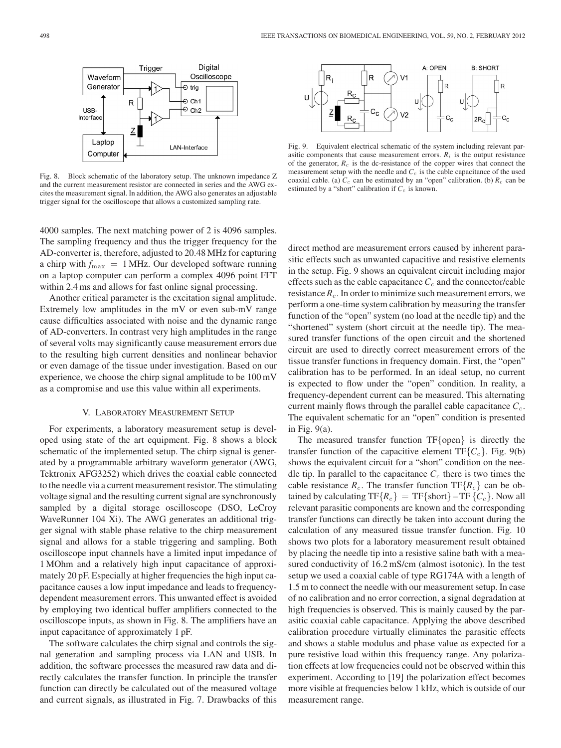Trigger

Digital Oscilloscope

Waveform Generator

trig

Ch1

Ch2

R

USB-Interface

Z

Laptop Computer

LAN-Interface

Fig. 8. Block schematic of the laboratory setup. The unknown impedance Z and the current measurement resistor are connected in series and the AWG excites the measurement signal. In addition, the AWG also generates an adjustable trigger signal for the oscilloscope that allows a customized sampling rate.

A: OPEN

B: SHORT

Fig. 9. Equivalent electrical schematic of the system including relevant parasitic components that cause measurement errors. $R_i$ is the output resistance of the generator, $R_c$ is the dc-resistance of the copper wires that connect the measurement setup with the needle and $C_c$ is the cable capacitance of the used coaxial cable. (a) $C_c$ can be estimated by an "open" calibration. (b) $R_c$ can be estimated by a "short" calibration if $C_c$ is known.

4000 samples. The next matching power of 2 is 4096 samples. The sampling frequency and thus the trigger frequency for the AD-converter is, therefore, adjusted to 20.48 MHz for capturing a chirp with $f_{\max} = 1$ MHz. Our developed software running on a laptop computer can perform a complex 4096 point FFT within 2.4 ms and allows for fast online signal processing.

Another critical parameter is the excitation signal amplitude. Extremely low amplitudes in the mV or even sub-mV range cause difficulties associated with noise and the dynamic range of AD-converters. In contrast very high amplitudes in the range of several volts may significantly cause measurement errors due to the resulting high current densities and nonlinear behavior or even damage of the tissue under investigation. Based on our experience, we choose the chirp signal amplitude to be 100 mV as a compromise and use this value within all experiments.

## V. Laboratory Measurement Setup

For experiments, a laboratory measurement setup is developed using state of the art equipment. Fig. 8 shows a block schematic of the implemented setup. The chirp signal is generated by a programmable arbitrary waveform generator (AWG, Tektronix AFG3252) which drives the coaxial cable connected to the needle via a current measurement resistor. The stimulating voltage signal and the resulting current signal are synchronously sampled by a digital storage oscilloscope (DSO, LeCroy WaveRunner 104 Xi). The AWG generates an additional trigger signal with stable phase relative to the chirp measurement signal and allows for a stable triggering and sampling. Both oscilloscope input channels have a limited input impedance of 1 MOhm and a relatively high input capacitance of approximately 20 pF. Especially at higher frequencies the high input capacitance causes a low input impedance and leads to frequency-dependent measurement errors. This unwanted effect is avoided by employing two identical buffer amplifiers connected to the oscilloscope inputs, as shown in Fig. 8. The amplifiers have an input capacitance of approximately 1 pF.

The software calculates the chirp signal and controls the signal generation and sampling process via LAN and USB. In addition, the software processes the measured raw data and directly calculates the transfer function. In principle the transfer function can directly be calculated out of the measured voltage and current signals, as illustrated in Fig. 7. Drawbacks of this direct method are measurement errors caused by inherent parasitic effects such as unwanted capacitive and resistive elements in the setup. Fig. 9 shows an equivalent circuit including major effects such as the cable capacitance $C_c$ and the connector/cable resistance $R_c$. In order to minimize such measurement errors, we perform a one-time system calibration by measuring the transfer function of the "open" system (no load at the needle tip) and the "shortened" system (short circuit at the needle tip). The measured transfer functions of the open circuit and the shortened circuit are used to directly correct measurement errors of the tissue transfer functions in frequency domain. First, the "open" calibration has to be performed. In an ideal setup, no current is expected to flow under the "open" condition. In reality, a frequency-dependent current can be measured. This alternating current mainly flows through the parallel cable capacitance $C_c$. The equivalent schematic for an "open" condition is presented in Fig. 9(a).

The measured transfer function TF{open} is directly the transfer function of the capacitive element TF$\{C_c\}$. Fig. 9(b) shows the equivalent circuit for a "short" condition on the needle tip. In parallel to the capacitance $C_c$ there is two times the cable resistance $R_c$. The transfer function TF$\{R_c\}$ can be obtained by calculating TF$\{R_c\}$ = TF{short} – TF$\{C_c\}$. Now all relevant parasitic components are known and the corresponding transfer functions can directly be taken into account during the calculation of any measured tissue transfer function. Fig. 10 shows two plots for a laboratory measurement result obtained by placing the needle tip into a resistive saline bath with a measured conductivity of 16.2 mS/cm (almost isotonic). In the test setup we used a coaxial cable of type RG174A with a length of 1.5 m to connect the needle with our measurement setup. In case of no calibration and no error correction, a signal degradation at high frequencies is observed. This is mainly caused by the parasitic coaxial cable capacitance. Applying the above described calibration procedure virtually eliminates the parasitic effects and shows a stable modulus and phase value as expected for a pure resistive load within this frequency range. Any polarization effects at low frequencies could not be observed within this experiment. According to [19] the polarization effect becomes more visible at frequencies below 1 kHz, which is outside of our measurement range.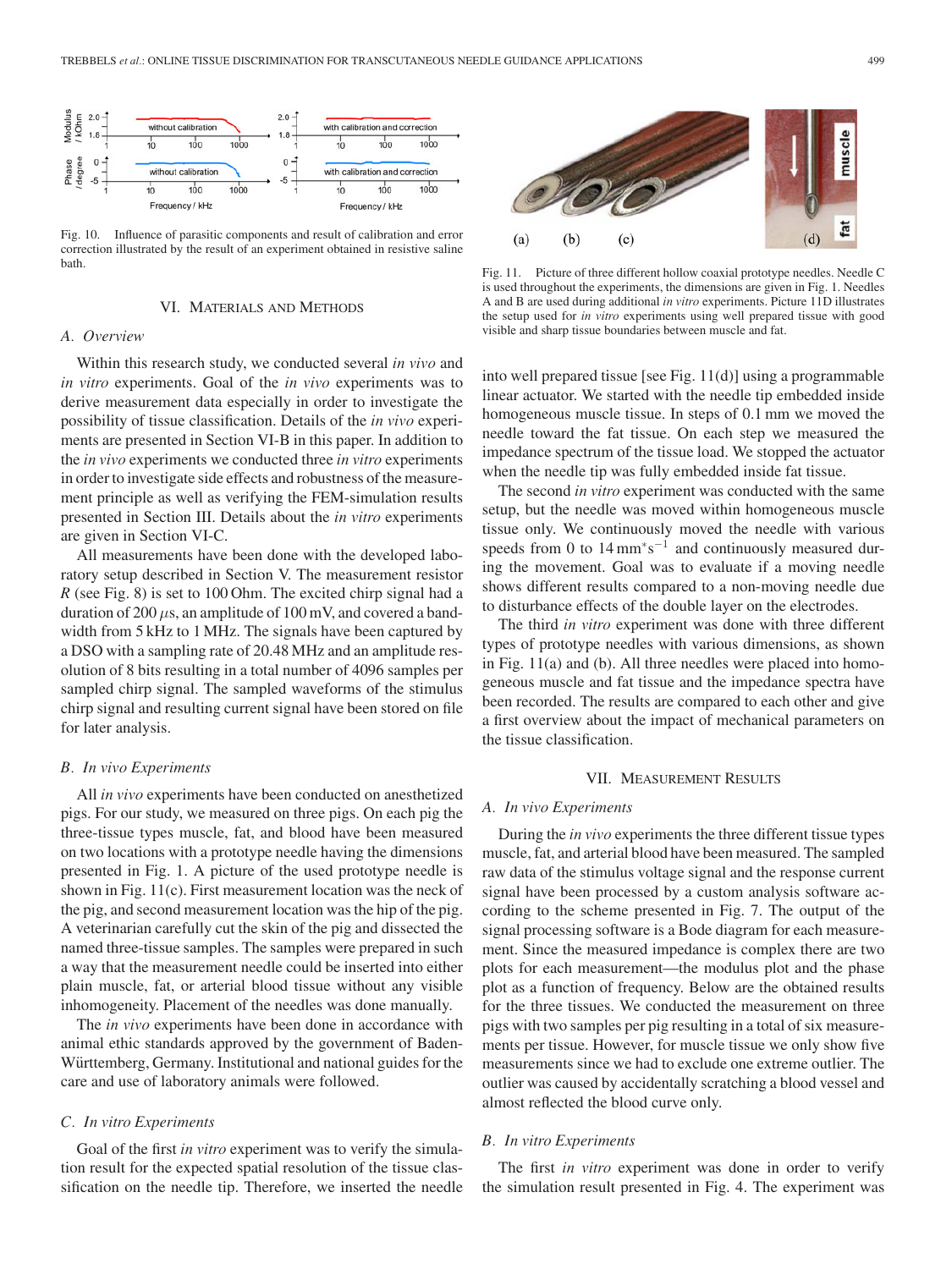Modulus / kOhm
2.0
1.8
without calibration
1 10 100 1000

2.0
1.8
with calibration and correction
1 10 100 1000

Phase / degree
0
-5
without calibration
1 10 100 1000
Frequency / kHz

0
-5
with calibration and correction
1 10 100 1000
Frequency / kHz

Fig. 10. Influence of parasitic components and result of calibration and error correction illustrated by the result of an experiment obtained in resistive saline bath.

## VI. Materials and Methods

### A. Overview

Within this research study, we conducted several *in vivo* and *in vitro* experiments. Goal of the *in vivo* experiments was to derive measurement data especially in order to investigate the possibility of tissue classification. Details of the *in vivo* experiments are presented in Section VI-B in this paper. In addition to the *in vivo* experiments we conducted three *in vitro* experiments in order to investigate side effects and robustness of the measurement principle as well as verifying the FEM-simulation results presented in Section III. Details about the *in vitro* experiments are given in Section VI-C.

All measurements have been done with the developed laboratory setup described in Section V. The measurement resistor $R$ (see Fig. 8) is set to 100 Ohm. The excited chirp signal had a duration of 200 $\mu$s, an amplitude of 100 mV, and covered a bandwidth from 5 kHz to 1 MHz. The signals have been captured by a DSO with a sampling rate of 20.48 MHz and an amplitude resolution of 8 bits resulting in a total number of 4096 samples per sampled chirp signal. The sampled waveforms of the stimulus chirp signal and resulting current signal have been stored on file for later analysis.

### B. In vivo Experiments

All *in vivo* experiments have been conducted on anesthetized pigs. For our study, we measured on three pigs. On each pig the three-tissue types muscle, fat, and blood have been measured on two locations with a prototype needle having the dimensions presented in Fig. 1. A picture of the used prototype needle is shown in Fig. 11(c). First measurement location was the neck of the pig, and second measurement location was the hip of the pig. A veterinarian carefully cut the skin of the pig and dissected the named three-tissue samples. The samples were prepared in such a way that the measurement needle could be inserted into either plain muscle, fat, or arterial blood tissue without any visible inhomogeneity. Placement of the needles was done manually.

The *in vivo* experiments have been done in accordance with animal ethic standards approved by the government of Baden-Württemberg, Germany. Institutional and national guides for the care and use of laboratory animals were followed.

### C. In vitro Experiments

Goal of the first *in vitro* experiment was to verify the simulation result for the expected spatial resolution of the tissue classification on the needle tip. Therefore, we inserted the needle into well prepared tissue [see Fig. 11(d)] using a programmable linear actuator. We started with the needle tip embedded inside homogeneous muscle tissue. In steps of 0.1 mm we moved the needle toward the fat tissue. On each step we measured the impedance spectrum of the tissue load. We stopped the actuator when the needle tip was fully embedded inside fat tissue.

(a) (b) (c) (d) muscle fat

Fig. 11. Picture of three different hollow coaxial prototype needles. Needle C is used throughout the experiments, the dimensions are given in Fig. 1. Needles A and B are used during additional *in vitro* experiments. Picture 11D illustrates the setup used for *in vitro* experiments using well prepared tissue with good visible and sharp tissue boundaries between muscle and fat.

The second *in vitro* experiment was conducted with the same setup, but the needle was moved within homogeneous muscle tissue only. We continuously moved the needle with various speeds from 0 to 14 mm*s$^{-1}$ and continuously measured during the movement. Goal was to evaluate if a moving needle shows different results compared to a non-moving needle due to disturbance effects of the double layer on the electrodes.

The third *in vitro* experiment was done with three different types of prototype needles with various dimensions, as shown in Fig. 11(a) and (b). All three needles were placed into homogeneous muscle and fat tissue and the impedance spectra have been recorded. The results are compared to each other and give a first overview about the impact of mechanical parameters on the tissue classification.

## VII. Measurement Results

### A. In vivo Experiments

During the *in vivo* experiments the three different tissue types muscle, fat, and arterial blood have been measured. The sampled raw data of the stimulus voltage signal and the response current signal have been processed by a custom analysis software according to the scheme presented in Fig. 7. The output of the signal processing software is a Bode diagram for each measurement. Since the measured impedance is complex there are two plots for each measurement—the modulus plot and the phase plot as a function of frequency. Below are the obtained results for the three tissues. We conducted the measurement on three pigs with two samples per pig resulting in a total of six measurements per tissue. However, for muscle tissue we only show five measurements since we had to exclude one extreme outlier. The outlier was caused by accidentally scratching a blood vessel and almost reflected the blood curve only.

### B. In vitro Experiments

The first *in vitro* experiment was done in order to verify the simulation result presented in Fig. 4. The experiment was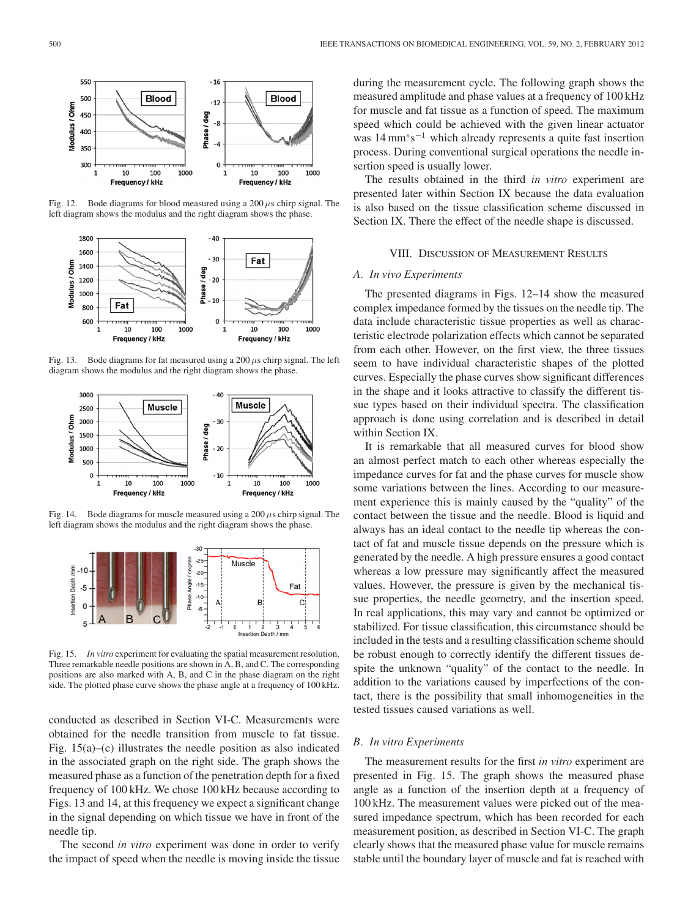550
500
450
400
350
300
Modulus / Ohm
Blood
1 10 100 1000
Frequency / kHz

-16
-12
-8
-4
0
Phase / deg
Blood
1 10 100 1000
Frequency / kHz

Fig. 12. Bode diagrams for blood measured using a 200 $\mu$s chirp signal. The left diagram shows the modulus and the right diagram shows the phase.

1800
1600
1400
1200
1000
800
600
Modulus / Ohm
Fat
1 10 100 1000
Frequency / kHz

-40
-30
-20
-10
0
Phase / deg
Fat
1 10 100 1000
Frequency / kHz

Fig. 13. Bode diagrams for fat measured using a 200 $\mu$s chirp signal. The left diagram shows the modulus and the right diagram shows the phase.

3000
2500
2000
1500
1000
500
0
Modulus / Ohm
Muscle
1 10 100 1000
Frequency / kHz

-40
-30
-20
-10
Phase / deg
Muscle
1 10 100 1000
Frequency / kHz

Fig. 14. Bode diagrams for muscle measured using a 200 $\mu$s chirp signal. The left diagram shows the modulus and the right diagram shows the phase.

Insertion Depth /mm
-10
-5
0
5
A B C

Phase Angle / degrees
-30
-25
-20
-15
-10
-5
Muscle
Fat
A
B
C
-2 -1 0 1 2 3 4 5 6
Insertion Depth / mm

Fig. 15. *In vitro* experiment for evaluating the spatial measurement resolution. Three remarkable needle positions are shown in A, B, and C. The corresponding positions are also marked with A, B, and C in the phase diagram on the right side. The plotted phase curve shows the phase angle at a frequency of 100 kHz.

conducted as described in Section VI-C. Measurements were obtained for the needle transition from muscle to fat tissue. Fig. 15(a)–(c) illustrates the needle position as also indicated in the associated graph on the right side. The graph shows the measured phase as a function of the penetration depth for a fixed frequency of 100 kHz. We chose 100 kHz because according to Figs. 13 and 14, at this frequency we expect a significant change in the signal depending on which tissue we have in front of the needle tip.

The second *in vitro* experiment was done in order to verify the impact of speed when the needle is moving inside the tissue during the measurement cycle. The following graph shows the measured amplitude and phase values at a frequency of 100 kHz for muscle and fat tissue as a function of speed. The maximum speed which could be achieved with the given linear actuator was 14 mm*s$^{-1}$ which already represents a quite fast insertion process. During conventional surgical operations the needle insertion speed is usually lower.

The results obtained in the third *in vitro* experiment are presented later within Section IX because the data evaluation is also based on the tissue classification scheme discussed in Section IX. There the effect of the needle shape is discussed.

## VIII. Discussion of Measurement Results

### A. *In vivo Experiments*

The presented diagrams in Figs. 12–14 show the measured complex impedance formed by the tissues on the needle tip. The data include characteristic tissue properties as well as characteristic electrode polarization effects which cannot be separated from each other. However, on the first view, the three tissues seem to have individual characteristic shapes of the plotted curves. Especially the phase curves show significant differences in the shape and it looks attractive to classify the different tissue types based on their individual spectra. The classification approach is done using correlation and is described in detail within Section IX.

It is remarkable that all measured curves for blood show an almost perfect match to each other whereas especially the impedance curves for fat and the phase curves for muscle show some variations between the lines. According to our measurement experience this is mainly caused by the "quality" of the contact between the tissue and the needle. Blood is liquid and always has an ideal contact to the needle tip whereas the contact of fat and muscle tissue depends on the pressure which is generated by the needle. A high pressure ensures a good contact whereas a low pressure may significantly affect the measured values. However, the pressure is given by the mechanical tissue properties, the needle geometry, and the insertion speed. In real applications, this may vary and cannot be optimized or stabilized. For tissue classification, this circumstance should be included in the tests and a resulting classification scheme should be robust enough to correctly identify the different tissues despite the unknown "quality" of the contact to the needle. In addition to the variations caused by imperfections of the contact, there is the possibility that small inhomogeneities in the tested tissues caused variations as well.

### B. *In vitro Experiments*

The measurement results for the first *in vitro* experiment are presented in Fig. 15. The graph shows the measured phase angle as a function of the insertion depth at a frequency of 100 kHz. The measurement values were picked out of the measured impedance spectrum, which has been recorded for each measurement position, as described in Section VI-C. The graph clearly shows that the measured phase value for muscle remains stable until the boundary layer of muscle and fat is reached with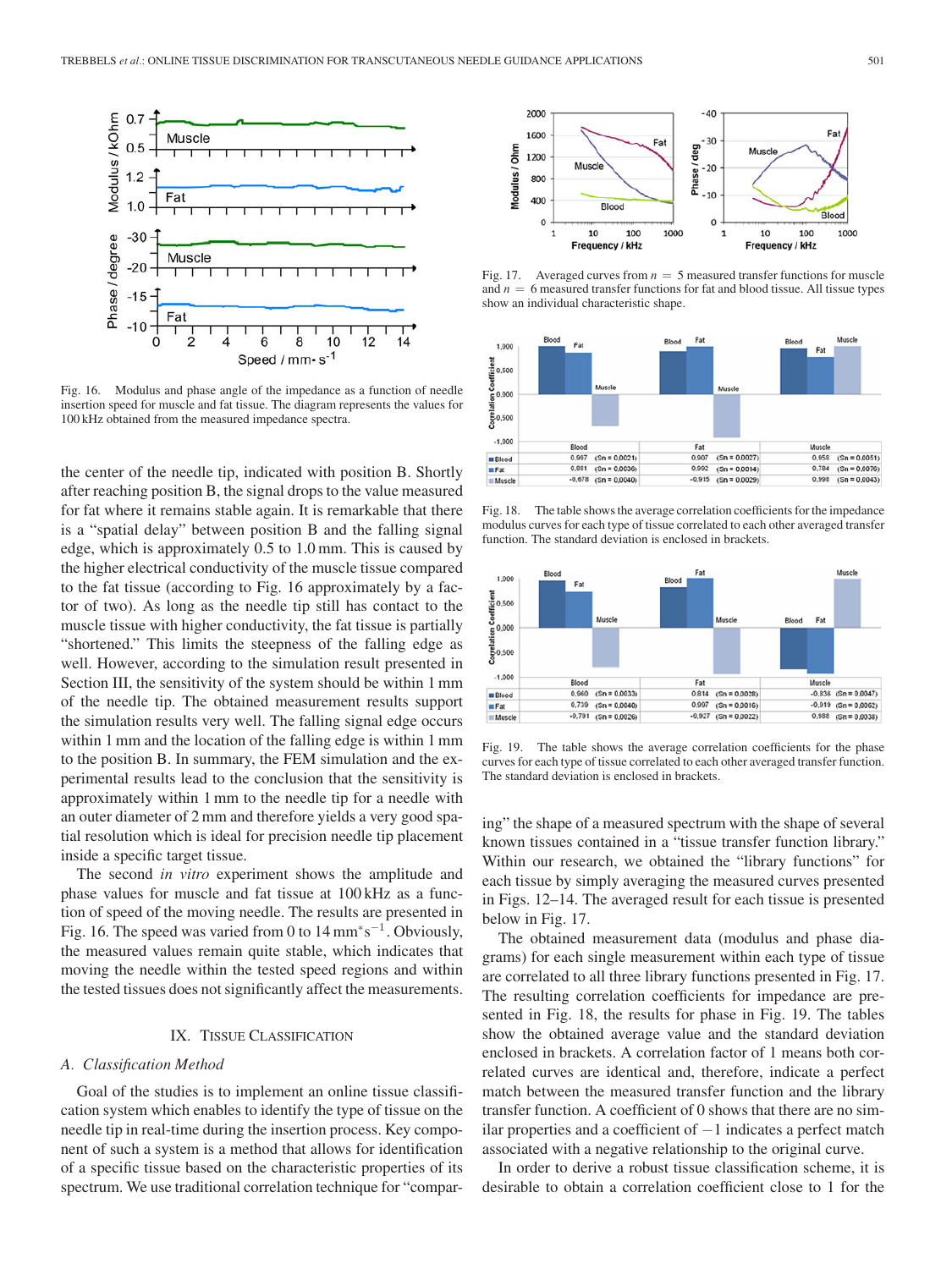Modulus / kOhm
0.7
0.5
Muscle
1.2
1.0
Fat
Phase / degree
-30
-20
Muscle
-15
-10
Fat
0 2 4 6 8 10 12 14
Speed / mm·s⁻¹

Fig. 16. Modulus and phase angle of the impedance as a function of needle insertion speed for muscle and fat tissue. The diagram represents the values for 100 kHz obtained from the measured impedance spectra.

the center of the needle tip, indicated with position B. Shortly after reaching position B, the signal drops to the value measured for fat where it remains stable again. It is remarkable that there is a "spatial delay" between position B and the falling signal edge, which is approximately 0.5 to 1.0 mm. This is caused by the higher electrical conductivity of the muscle tissue compared to the fat tissue (according to Fig. 16 approximately by a factor of two). As long as the needle tip still has contact to the muscle tissue with higher conductivity, the fat tissue is partially "shortened." This limits the steepness of the falling edge as well. However, according to the simulation result presented in Section III, the sensitivity of the system should be within 1 mm of the needle tip. The obtained measurement results support the simulation results very well. The falling signal edge occurs within 1 mm and the location of the falling edge is within 1 mm to the position B. In summary, the FEM simulation and the experimental results lead to the conclusion that the sensitivity is approximately within 1 mm to the needle tip for a needle with an outer diameter of 2 mm and therefore yields a very good spatial resolution which is ideal for precision needle tip placement inside a specific target tissue.

The second *in vitro* experiment shows the amplitude and phase values for muscle and fat tissue at 100 kHz as a function of speed of the moving needle. The results are presented in Fig. 16. The speed was varied from 0 to 14 mm*s$^{-1}$. Obviously, the measured values remain quite stable, which indicates that moving the needle within the tested speed regions and within the tested tissues does not significantly affect the measurements.

## IX. Tissue Classification

### A. Classification Method

Goal of the studies is to implement an online tissue classification system which enables to identify the type of tissue on the needle tip in real-time during the insertion process. Key component of such a system is a method that allows for identification of a specific tissue based on the characteristic properties of its spectrum. We use traditional correlation technique for "comparing" the shape of a measured spectrum with the shape of several known tissues contained in a "tissue transfer function library." Within our research, we obtained the "library functions" for each tissue by simply averaging the measured curves presented in Figs. 12–14. The averaged result for each tissue is presented below in Fig. 17.

Modulus / Ohm
2000
1600
1200
800
400
0
Fat
Muscle
Blood
1 10 100 1000
Frequency / kHz
Phase / deg
-40
-30
-20
-10
0
Fat
Muscle
Blood
1 10 100 1000
Frequency / kHz

Fig. 17. Averaged curves from $n = 5$ measured transfer functions for muscle and $n = 6$ measured transfer functions for fat and blood tissue. All tissue types show an individual characteristic shape.

Correlation Coefficient
1,000
0,500
0,000
-0,500
-1,000

| | Blood | Fat | Muscle |
|---|---|---|---|
| Blood | 0.967 (Sn = 0.0021) | 0.907 (Sn = 0.0027) | 0.958 (Sn = 0.0051) |
| Fat | 0.881 (Sn = 0.0036) | 0.992 (Sn = 0.0014) | 0.784 (Sn = 0.0076) |
| Muscle | -0.678 (Sn = 0.0040) | -0.915 (Sn = 0.0029) | 0.998 (Sn = 0.0043) |

Fig. 18. The table shows the average correlation coefficients for the impedance modulus curves for each type of tissue correlated to each other averaged transfer function. The standard deviation is enclosed in brackets.

Correlation Coefficient
1,000
0,500
0,000
-0,500
-1,000

| | Blood | Fat | Muscle |
|---|---|---|---|
| Blood | 0.960 (Sn = 0.0033) | 0.814 (Sn = 0.0028) | -0.836 (Sn = 0.0047) |
| Fat | 0.739 (Sn = 0.0040) | 0.997 (Sn = 0.0016) | -0.919 (Sn = 0.0062) |
| Muscle | -0.791 (Sn = 0.0026) | -0.927 (Sn = 0.0022) | 0.988 (Sn = 0.0038) |

Fig. 19. The table shows the average correlation coefficients for the phase curves for each type of tissue correlated to each other averaged transfer function. The standard deviation is enclosed in brackets.

The obtained measurement data (modulus and phase diagrams) for each single measurement within each type of tissue are correlated to all three library functions presented in Fig. 17. The resulting correlation coefficients for impedance are presented in Fig. 18, the results for phase in Fig. 19. The tables show the obtained average value and the standard deviation enclosed in brackets. A correlation factor of 1 means both correlated curves are identical and, therefore, indicate a perfect match between the measured transfer function and the library transfer function. A coefficient of 0 shows that there are no similar properties and a coefficient of $-1$ indicates a perfect match associated with a negative relationship to the original curve.

In order to derive a robust tissue classification scheme, it is desirable to obtain a correlation coefficient close to 1 for the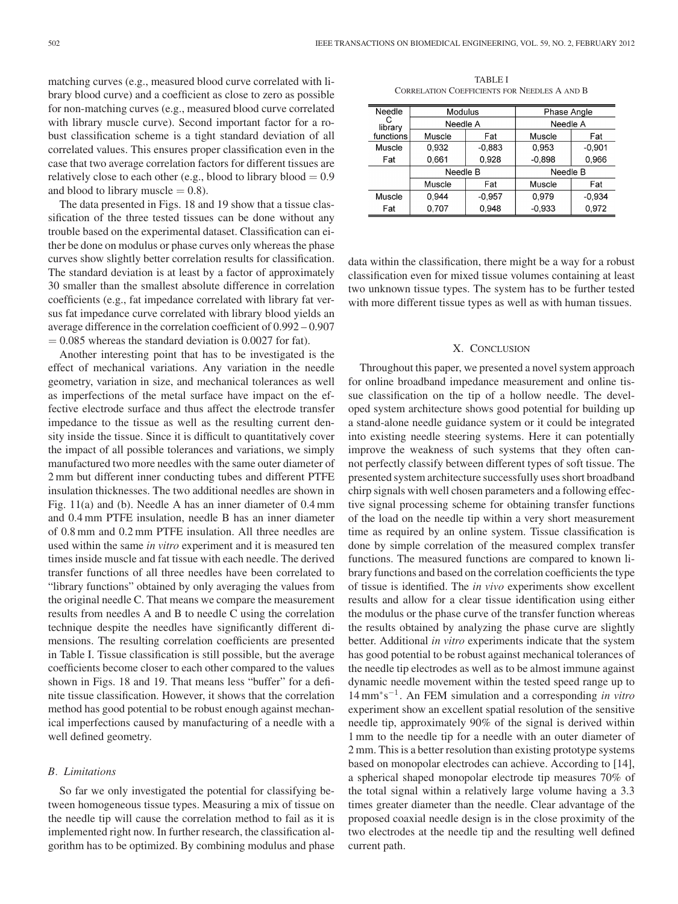matching curves (e.g., measured blood curve correlated with library blood curve) and a coefficient as close to zero as possible for non-matching curves (e.g., measured blood curve correlated with library muscle curve). Second important factor for a robust classification scheme is a tight standard deviation of all correlated values. This ensures proper classification even in the case that two average correlation factors for different tissues are relatively close to each other (e.g., blood to library blood $= 0.9$ and blood to library muscle $= 0.8$).

The data presented in Figs. 18 and 19 show that a tissue classification of the three tested tissues can be done without any trouble based on the experimental dataset. Classification can either be done on modulus or phase curves only whereas the phase curves show slightly better correlation results for classification. The standard deviation is at least by a factor of approximately 30 smaller than the smallest absolute difference in correlation coefficients (e.g., fat impedance correlated with library fat versus fat impedance curve correlated with library blood yields an average difference in the correlation coefficient of $0.992 - 0.907 = 0.085$ whereas the standard deviation is 0.0027 for fat).

Another interesting point that has to be investigated is the effect of mechanical variations. Any variation in the needle geometry, variation in size, and mechanical tolerances as well as imperfections of the metal surface have impact on the effective electrode surface and thus affect the electrode transfer impedance to the tissue as well as the resulting current density inside the tissue. Since it is difficult to quantitatively cover the impact of all possible tolerances and variations, we simply manufactured two more needles with the same outer diameter of 2 mm but different inner conducting tubes and different PTFE insulation thicknesses. The two additional needles are shown in Fig. 11(a) and (b). Needle A has an inner diameter of 0.4 mm and 0.4 mm PTFE insulation, needle B has an inner diameter of 0.8 mm and 0.2 mm PTFE insulation. All three needles are used within the same *in vitro* experiment and it is measured ten times inside muscle and fat tissue with each needle. The derived transfer functions of all three needles have been correlated to "library functions" obtained by only averaging the values from the original needle C. That means we compare the measurement results from needles A and B to needle C using the correlation technique despite the needles have significantly different dimensions. The resulting correlation coefficients are presented in Table I. Tissue classification is still possible, but the average coefficients become closer to each other compared to the values shown in Figs. 18 and 19. That means less "buffer" for a definite tissue classification. However, it shows that the correlation method has good potential to be robust enough against mechanical imperfections caused by manufacturing of a needle with a well defined geometry.

TABLE I
CORRELATION COEFFICIENTS FOR NEEDLES A AND B

| Needle C library functions | Modulus | | Phase Angle | |
|---|---|---|---|---|
| | Needle A | | Needle A | |
| | Muscle | Fat | Muscle | Fat |
| Muscle | 0,932 | -0,883 | 0,953 | -0,901 |
| Fat | 0,661 | 0,928 | -0,898 | 0,966 |
| | Needle B | | Needle B | |
| | Muscle | Fat | Muscle | Fat |
| Muscle | 0,944 | -0,957 | 0,979 | -0,934 |
| Fat | 0,707 | 0,948 | -0,933 | 0,972 |

### *B. Limitations*

So far we only investigated the potential for classifying between homogeneous tissue types. Measuring a mix of tissue on the needle tip will cause the correlation method to fail as it is implemented right now. In further research, the classification algorithm has to be optimized. By combining modulus and phase data within the classification, there might be a way for a robust classification even for mixed tissue volumes containing at least two unknown tissue types. The system has to be further tested with more different tissue types as well as with human tissues.

## X. CONCLUSION

Throughout this paper, we presented a novel system approach for online broadband impedance measurement and online tissue classification on the tip of a hollow needle. The developed system architecture shows good potential for building up a stand-alone needle guidance system or it could be integrated into existing needle steering systems. Here it can potentially improve the weakness of such systems that they often cannot perfectly classify between different types of soft tissue. The presented system architecture successfully uses short broadband chirp signals with well chosen parameters and a following effective signal processing scheme for obtaining transfer functions of the load on the needle tip within a very short measurement time as required by an online system. Tissue classification is done by simple correlation of the measured complex transfer functions. The measured functions are compared to known library functions and based on the correlation coefficients the type of tissue is identified. The *in vivo* experiments show excellent results and allow for a clear tissue identification using either the modulus or the phase curve of the transfer function whereas the results obtained by analyzing the phase curve are slightly better. Additional *in vitro* experiments indicate that the system has good potential to be robust against mechanical tolerances of the needle tip electrodes as well as to be almost immune against dynamic needle movement within the tested speed range up to $14\,\text{mm}^*\text{s}^{-1}$. An FEM simulation and a corresponding *in vitro* experiment show an excellent spatial resolution of the sensitive needle tip, approximately 90% of the signal is derived within 1 mm to the needle tip for a needle with an outer diameter of 2 mm. This is a better resolution than existing prototype systems based on monopolar electrodes can achieve. According to [14], a spherical shaped monopolar electrode tip measures 70% of the total signal within a relatively large volume having a 3.3 times greater diameter than the needle. Clear advantage of the proposed coaxial needle design is in the close proximity of the two electrodes at the needle tip and the resulting well defined current path.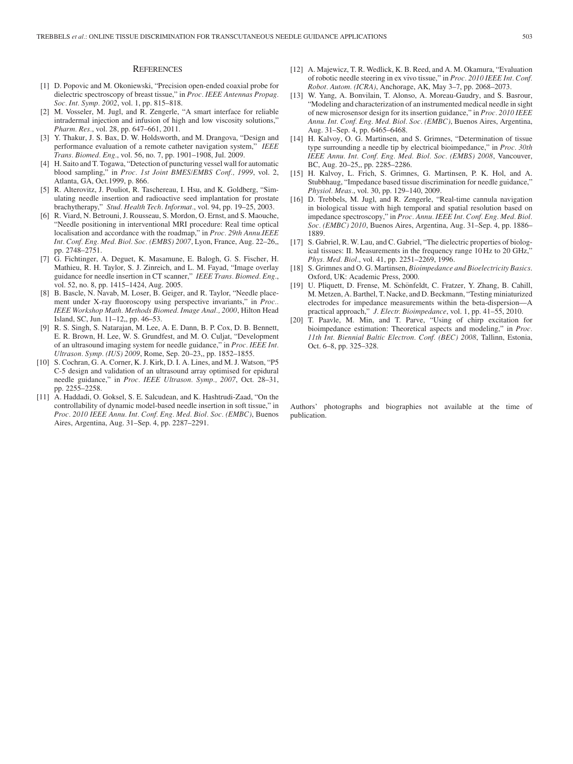## References

[1] D. Popovic and M. Okoniewski, "Precision open-ended coaxial probe for dielectric spectroscopy of breast tissue," in *Proc. IEEE Antennas Propag. Soc. Int. Symp. 2002*, vol. 1, pp. 815–818.

[2] M. Vosseler, M. Jugl, and R. Zengerle, "A smart interface for reliable intradermal injection and infusion of high and low viscosity solutions," *Pharm. Res.*, vol. 28, pp. 647–661, 2011.

[3] Y. Thakur, J. S. Bax, D. W. Holdsworth, and M. Drangova, "Design and performance evaluation of a remote catheter navigation system," *IEEE Trans. Biomed. Eng.*, vol. 56, no. 7, pp. 1901–1908, Jul. 2009.

[4] H. Saito and T. Togawa, "Detection of puncturing vessel wall for automatic blood sampling," in *Proc. 1st Joint BMES/EMBS Conf., 1999*, vol. 2, Atlanta, GA, Oct.1999, p. 866.

[5] R. Alterovitz, J. Pouliot, R. Taschereau, I. Hsu, and K. Goldberg, "Simulating needle insertion and radioactive seed implantation for prostate brachytherapy," *Stud. Health Tech. Informat.*, vol. 94, pp. 19–25, 2003.

[6] R. Viard, N. Betrouni, J. Rousseau, S. Mordon, O. Ernst, and S. Maouche, "Needle positioning in interventional MRI procedure: Real time optical localisation and accordance with the roadmap," in *Proc. 29th Annu.IEEE Int. Conf. Eng. Med. Biol. Soc. (EMBS) 2007*, Lyon, France, Aug. 22–26,, pp. 2748–2751.

[7] G. Fichtinger, A. Deguet, K. Masamune, E. Balogh, G. S. Fischer, H. Mathieu, R. H. Taylor, S. J. Zinreich, and L. M. Fayad, "Image overlay guidance for needle insertion in CT scanner," *IEEE Trans. Biomed. Eng.*, vol. 52, no. 8, pp. 1415–1424, Aug. 2005.

[8] B. Bascle, N. Navab, M. Loser, B. Geiger, and R. Taylor, "Needle placement under X-ray fluoroscopy using perspective invariants," in *Proc.. IEEE Workshop Math. Methods Biomed. Image Anal., 2000*, Hilton Head Island, SC, Jun. 11–12,, pp. 46–53.

[9] R. S. Singh, S. Natarajan, M. Lee, A. E. Dann, B. P. Cox, D. B. Bennett, E. R. Brown, H. Lee, W. S. Grundfest, and M. O. Culjat, "Development of an ultrasound imaging system for needle guidance," in *Proc. IEEE Int. Ultrason. Symp. (IUS) 2009*, Rome, Sep. 20–23,, pp. 1852–1855.

[10] S. Cochran, G. A. Corner, K. J. Kirk, D. I. A. Lines, and M. J. Watson, "P5 C-5 design and validation of an ultrasound array optimised for epidural needle guidance," in *Proc. IEEE Ultrason. Symp., 2007*, Oct. 28–31, pp. 2255–2258.

[11] A. Haddadi, O. Goksel, S. E. Salcudean, and K. Hashtrudi-Zaad, "On the controllability of dynamic model-based needle insertion in soft tissue," in *Proc. 2010 IEEE Annu. Int. Conf. Eng. Med. Biol. Soc. (EMBC)*, Buenos Aires, Argentina, Aug. 31–Sep. 4, pp. 2287–2291.

[12] A. Majewicz, T. R. Wedlick, K. B. Reed, and A. M. Okamura, "Evaluation of robotic needle steering in ex vivo tissue," in *Proc. 2010 IEEE Int. Conf. Robot. Autom. (ICRA)*, Anchorage, AK, May 3–7, pp. 2068–2073.

[13] W. Yang, A. Bonvilain, T. Alonso, A. Moreau-Gaudry, and S. Basrour, "Modeling and characterization of an instrumented medical needle in sight of new microsensor design for its insertion guidance," in *Proc. 2010 IEEE Annu. Int. Conf. Eng. Med. Biol. Soc. (EMBC)*, Buenos Aires, Argentina, Aug. 31–Sep. 4, pp. 6465–6468.

[14] H. Kalvoy, O. G. Martinsen, and S. Grimnes, "Determination of tissue type surrounding a needle tip by electrical bioimpedance," in *Proc. 30th IEEE Annu. Int. Conf. Eng. Med. Biol. Soc. (EMBS) 2008*, Vancouver, BC, Aug. 20–25,, pp. 2285–2286.

[15] H. Kalvoy, L. Frich, S. Grimnes, G. Martinsen, P. K. Hol, and A. Stubbhaug, "Impedance based tissue discrimination for needle guidance," *Physiol. Meas.*, vol. 30, pp. 129–140, 2009.

[16] D. Trebbels, M. Jugl, and R. Zengerle, "Real-time cannula navigation in biological tissue with high temporal and spatial resolution based on impedance spectroscopy," in *Proc. Annu. IEEE Int. Conf. Eng. Med. Biol. Soc. (EMBC) 2010*, Buenos Aires, Argentina, Aug. 31–Sep. 4, pp. 1886–1889.

[17] S. Gabriel, R. W. Lau, and C. Gabriel, "The dielectric properties of biological tissues: II. Measurements in the frequency range 10 Hz to 20 GHz," *Phys. Med. Biol.*, vol. 41, pp. 2251–2269, 1996.

[18] S. Grimnes and O. G. Martinsen, *Bioimpedance and Bioelectricity Basics*. Oxford, UK: Academic Press, 2000.

[19] U. Pliquett, D. Frense, M. Schönfeldt, C. Fratzer, Y. Zhang, B. Cahill, M. Metzen, A. Barthel, T. Nacke, and D. Beckmann, "Testing miniaturized electrodes for impedance measurements within the beta-dispersion—A practical approach," *J. Electr. Bioimpedance*, vol. 1, pp. 41–55, 2010.

[20] T. Paavle, M. Min, and T. Parve, "Using of chirp excitation for bioimpedance estimation: Theoretical aspects and modeling," in *Proc. 11th Int. Biennial Baltic Electron. Conf. (BEC) 2008*, Tallinn, Estonia, Oct. 6–8, pp. 325–328.

Authors' photographs and biographies not available at the time of publication.